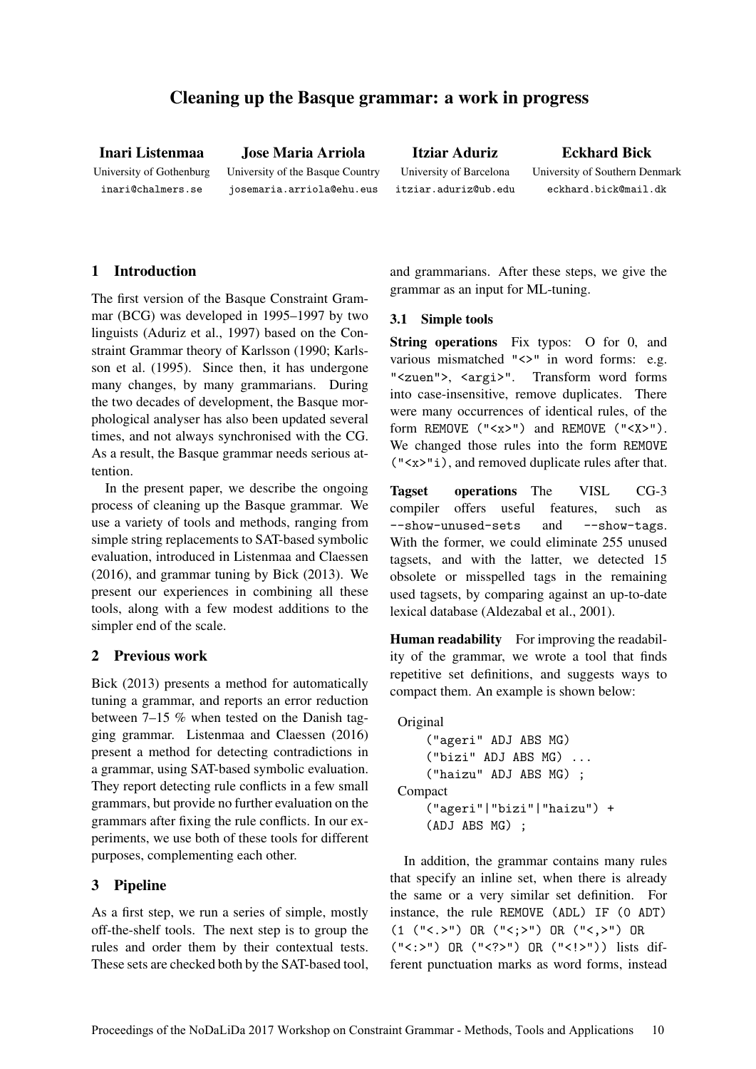# Cleaning up the Basque grammar: a work in progress

**Inari Listenmaa**
University of Gothenburg
inari@chalmers.se

**Jose Maria Arriola**
University of the Basque Country
josemaria.arriola@ehu.eus

**Itziar Aduriz**
University of Barcelona
itziar.aduriz@ub.edu

**Eckhard Bick**
University of Southern Denmark
eckhard.bick@mail.dk

## 1 Introduction

The first version of the Basque Constraint Grammar (BCG) was developed in 1995–1997 by two linguists (Aduriz et al., 1997) based on the Constraint Grammar theory of Karlsson (1990; Karlsson et al. (1995). Since then, it has undergone many changes, by many grammarians. During the two decades of development, the Basque morphological analyser has also been updated several times, and not always synchronised with the CG. As a result, the Basque grammar needs serious attention.

In the present paper, we describe the ongoing process of cleaning up the Basque grammar. We use a variety of tools and methods, ranging from simple string replacements to SAT-based symbolic evaluation, introduced in Listenmaa and Claessen (2016), and grammar tuning by Bick (2013). We present our experiences in combining all these tools, along with a few modest additions to the simpler end of the scale.

## 2 Previous work

Bick (2013) presents a method for automatically tuning a grammar, and reports an error reduction between 7–15 % when tested on the Danish tagging grammar. Listenmaa and Claessen (2016) present a method for detecting contradictions in a grammar, using SAT-based symbolic evaluation. They report detecting rule conflicts in a few small grammars, but provide no further evaluation on the grammars after fixing the rule conflicts. In our experiments, we use both of these tools for different purposes, complementing each other.

## 3 Pipeline

As a first step, we run a series of simple, mostly off-the-shelf tools. The next step is to group the rules and order them by their contextual tests. These sets are checked both by the SAT-based tool, and grammarians. After these steps, we give the grammar as an input for ML-tuning.

### 3.1 Simple tools

**String operations** Fix typos: O for 0, and various mismatched "<>" in word forms: e.g. "<zuen">, <argi>". Transform word forms into case-insensitive, remove duplicates. There were many occurrences of identical rules, of the form `REMOVE ("<x>")` and `REMOVE ("<X>")`. We changed those rules into the form `REMOVE ("<x>"i)`, and removed duplicate rules after that.

**Tagset operations** The VISL CG-3 compiler offers useful features, such as `--show-unused-sets` and `--show-tags`. With the former, we could eliminate 255 unused tagsets, and with the latter, we detected 15 obsolete or misspelled tags in the remaining used tagsets, by comparing against an up-to-date lexical database (Aldezabal et al., 2001).

**Human readability** For improving the readability of the grammar, we wrote a tool that finds repetitive set definitions, and suggests ways to compact them. An example is shown below:

```
Original
    ("ageri" ADJ ABS MG)
    ("bizi" ADJ ABS MG) ...
    ("haizu" ADJ ABS MG) ;
Compact
    ("ageri"|"bizi"|"haizu") +
    (ADJ ABS MG) ;
```

In addition, the grammar contains many rules that specify an inline set, when there is already the same or a very similar set definition. For instance, the rule `REMOVE (ADL) IF (0 ADT) (1 ("<.>") OR ("<;>") OR ("<,>") OR ("<:>") OR ("<?>") OR ("<!>"))` lists different punctuation marks as word forms, instead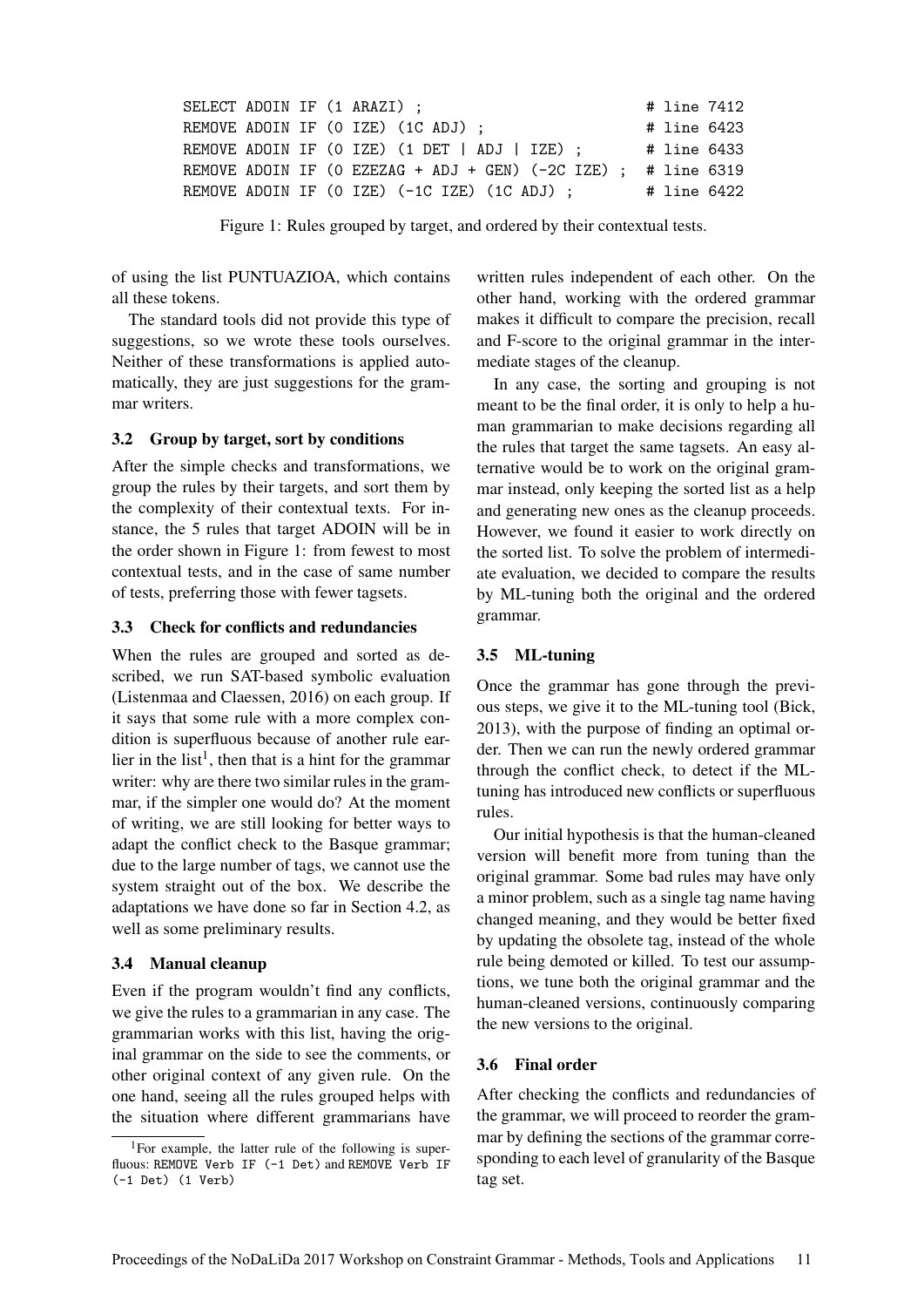```
SELECT ADOIN IF (1 ARAZI) ;                               # line 7412
REMOVE ADOIN IF (0 IZE) (1C ADJ) ;                        # line 6423
REMOVE ADOIN IF (0 IZE) (1 DET | ADJ | IZE) ;             # line 6433
REMOVE ADOIN IF (0 EZEZAG + ADJ + GEN) (-2C IZE) ;        # line 6319
REMOVE ADOIN IF (0 IZE) (-1C IZE) (1C ADJ) ;              # line 6422
```

Figure 1: Rules grouped by target, and ordered by their contextual tests.

of using the list PUNTUAZIOA, which contains all these tokens.

The standard tools did not provide this type of suggestions, so we wrote these tools ourselves. Neither of these transformations is applied automatically, they are just suggestions for the grammar writers.

### 3.2 Group by target, sort by conditions

After the simple checks and transformations, we group the rules by their targets, and sort them by the complexity of their contextual texts. For instance, the 5 rules that target ADOIN will be in the order shown in Figure 1: from fewest to most contextual tests, and in the case of same number of tests, preferring those with fewer tagsets.

### 3.3 Check for conflicts and redundancies

When the rules are grouped and sorted as described, we run SAT-based symbolic evaluation (Listenmaa and Claessen, 2016) on each group. If it says that some rule with a more complex condition is superfluous because of another rule earlier in the list[1], then that is a hint for the grammar writer: why are there two similar rules in the grammar, if the simpler one would do? At the moment of writing, we are still looking for better ways to adapt the conflict check to the Basque grammar; due to the large number of tags, we cannot use the system straight out of the box. We describe the adaptations we have done so far in Section 4.2, as well as some preliminary results.

### 3.4 Manual cleanup

Even if the program wouldn't find any conflicts, we give the rules to a grammarian in any case. The grammarian works with this list, having the original grammar on the side to see the comments, or other original context of any given rule. On the one hand, seeing all the rules grouped helps with the situation where different grammarians have written rules independent of each other. On the other hand, working with the ordered grammar makes it difficult to compare the precision, recall and F-score to the original grammar in the intermediate stages of the cleanup.

In any case, the sorting and grouping is not meant to be the final order, it is only to help a human grammarian to make decisions regarding all the rules that target the same tagsets. An easy alternative would be to work on the original grammar instead, only keeping the sorted list as a help and generating new ones as the cleanup proceeds. However, we found it easier to work directly on the sorted list. To solve the problem of intermediate evaluation, we decided to compare the results by ML-tuning both the original and the ordered grammar.

### 3.5 ML-tuning

Once the grammar has gone through the previous steps, we give it to the ML-tuning tool (Bick, 2013), with the purpose of finding an optimal order. Then we can run the newly ordered grammar through the conflict check, to detect if the ML-tuning has introduced new conflicts or superfluous rules.

Our initial hypothesis is that the human-cleaned version will benefit more from tuning than the original grammar. Some bad rules may have only a minor problem, such as a single tag name having changed meaning, and they would be better fixed by updating the obsolete tag, instead of the whole rule being demoted or killed. To test our assumptions, we tune both the original grammar and the human-cleaned versions, continuously comparing the new versions to the original.

### 3.6 Final order

After checking the conflicts and redundancies of the grammar, we will proceed to reorder the grammar by defining the sections of the grammar corresponding to each level of granularity of the Basque tag set.

[1] For example, the latter rule of the following is superfluous: `REMOVE Verb IF (-1 Det)` and `REMOVE Verb IF (-1 Det) (1 Verb)`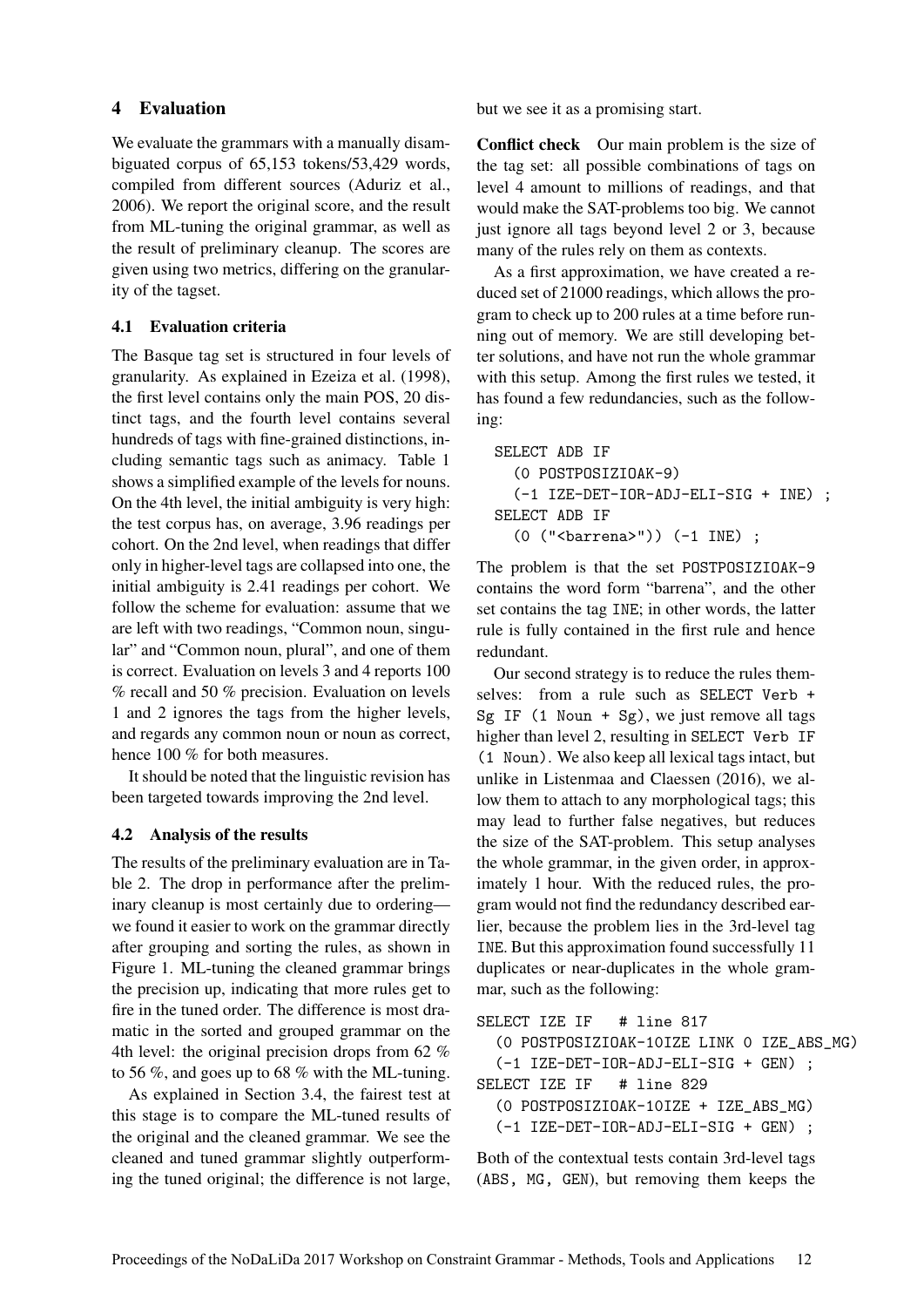## 4 Evaluation

We evaluate the grammars with a manually disambiguated corpus of 65,153 tokens/53,429 words, compiled from different sources (Aduriz et al., 2006). We report the original score, and the result from ML-tuning the original grammar, as well as the result of preliminary cleanup. The scores are given using two metrics, differing on the granularity of the tagset.

### 4.1 Evaluation criteria

The Basque tag set is structured in four levels of granularity. As explained in Ezeiza et al. (1998), the first level contains only the main POS, 20 distinct tags, and the fourth level contains several hundreds of tags with fine-grained distinctions, including semantic tags such as animacy. Table 1 shows a simplified example of the levels for nouns. On the 4th level, the initial ambiguity is very high: the test corpus has, on average, 3.96 readings per cohort. On the 2nd level, when readings that differ only in higher-level tags are collapsed into one, the initial ambiguity is 2.41 readings per cohort. We follow the scheme for evaluation: assume that we are left with two readings, "Common noun, singular" and "Common noun, plural", and one of them is correct. Evaluation on levels 3 and 4 reports 100 % recall and 50 % precision. Evaluation on levels 1 and 2 ignores the tags from the higher levels, and regards any common noun or noun as correct, hence 100 % for both measures.

It should be noted that the linguistic revision has been targeted towards improving the 2nd level.

### 4.2 Analysis of the results

The results of the preliminary evaluation are in Table 2. The drop in performance after the preliminary cleanup is most certainly due to ordering—we found it easier to work on the grammar directly after grouping and sorting the rules, as shown in Figure 1. ML-tuning the cleaned grammar brings the precision up, indicating that more rules get to fire in the tuned order. The difference is most dramatic in the sorted and grouped grammar on the 4th level: the original precision drops from 62 % to 56 %, and goes up to 68 % with the ML-tuning.

As explained in Section 3.4, the fairest test at this stage is to compare the ML-tuned results of the original and the cleaned grammar. We see the cleaned and tuned grammar slightly outperforming the tuned original; the difference is not large, but we see it as a promising start.

**Conflict check** Our main problem is the size of the tag set: all possible combinations of tags on level 4 amount to millions of readings, and that would make the SAT-problems too big. We cannot just ignore all tags beyond level 2 or 3, because many of the rules rely on them as contexts.

As a first approximation, we have created a reduced set of 21000 readings, which allows the program to check up to 200 rules at a time before running out of memory. We are still developing better solutions, and have not run the whole grammar with this setup. Among the first rules we tested, it has found a few redundancies, such as the following:

```
SELECT ADB IF
  (0 POSTPOSIZIOAK-9)
  (-1 IZE-DET-IOR-ADJ-ELI-SIG + INE) ;
SELECT ADB IF
  (0 ("<barrena>")) (-1 INE) ;
```

The problem is that the set `POSTPOSIZIOAK-9` contains the word form "barrena", and the other set contains the tag `INE`; in other words, the latter rule is fully contained in the first rule and hence redundant.

Our second strategy is to reduce the rules themselves: from a rule such as `SELECT Verb + Sg IF (1 Noun + Sg)`, we just remove all tags higher than level 2, resulting in `SELECT Verb IF (1 Noun)`. We also keep all lexical tags intact, but unlike in Listenmaa and Claessen (2016), we allow them to attach to any morphological tags; this may lead to further false negatives, but reduces the size of the SAT-problem. This setup analyses the whole grammar, in the given order, in approximately 1 hour. With the reduced rules, the program would not find the redundancy described earlier, because the problem lies in the 3rd-level tag `INE`. But this approximation found successfully 11 duplicates or near-duplicates in the whole grammar, such as the following:

```
SELECT IZE IF   # line 817
  (0 POSTPOSIZIOAK-10IZE LINK 0 IZE_ABS_MG)
  (-1 IZE-DET-IOR-ADJ-ELI-SIG + GEN) ;
SELECT IZE IF   # line 829
  (0 POSTPOSIZIOAK-10IZE + IZE_ABS_MG)
  (-1 IZE-DET-IOR-ADJ-ELI-SIG + GEN) ;
```

Both of the contextual tests contain 3rd-level tags (`ABS, MG, GEN`), but removing them keeps the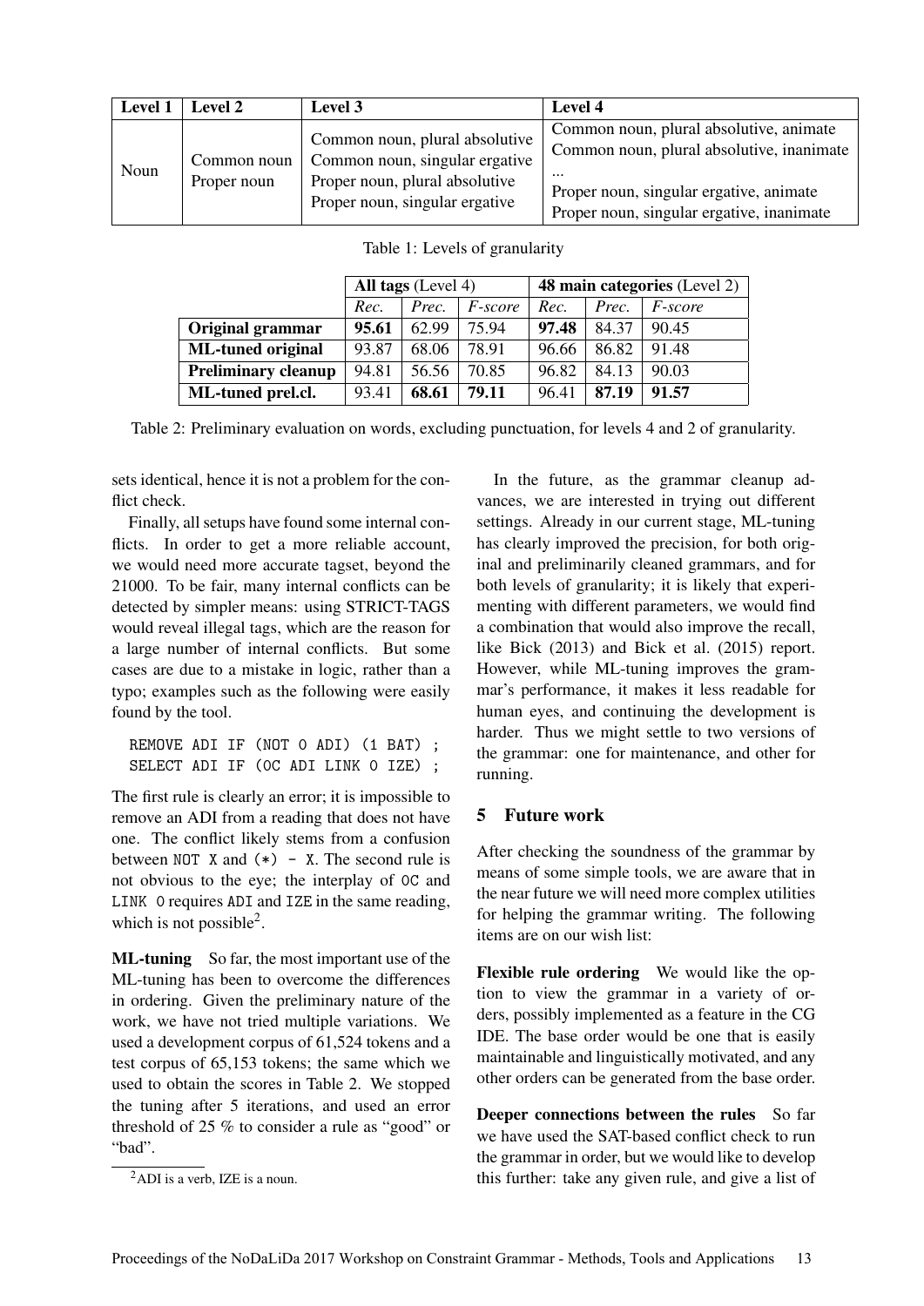| Level 1 | Level 2 | Level 3 | Level 4 |
|---|---|---|---|
| Noun | Common noun<br>Proper noun | Common noun, plural absolutive<br>Common noun, singular ergative<br>Proper noun, plural absolutive<br>Proper noun, singular ergative | Common noun, plural absolutive, animate<br>Common noun, plural absolutive, inanimate<br>...<br>Proper noun, singular ergative, animate<br>Proper noun, singular ergative, inanimate |

Table 1: Levels of granularity

| | **All tags** (Level 4) | | | **48 main categories** (Level 2) | | |
|---|---|---|---|---|---|---|
| | *Rec.* | *Prec.* | *F-score* | *Rec.* | *Prec.* | *F-score* |
| **Original grammar** | **95.61** | 62.99 | 75.94 | **97.48** | 84.37 | 90.45 |
| **ML-tuned original** | 93.87 | 68.06 | 78.91 | 96.66 | 86.82 | 91.48 |
| **Preliminary cleanup** | 94.81 | 56.56 | 70.85 | 96.82 | 84.13 | 90.03 |
| **ML-tuned prel.cl.** | 93.41 | **68.61** | **79.11** | 96.41 | **87.19** | **91.57** |

Table 2: Preliminary evaluation on words, excluding punctuation, for levels 4 and 2 of granularity.

sets identical, hence it is not a problem for the conflict check.

Finally, all setups have found some internal conflicts. In order to get a more reliable account, we would need more accurate tagset, beyond the 21000. To be fair, many internal conflicts can be detected by simpler means: using STRICT-TAGS would reveal illegal tags, which are the reason for a large number of internal conflicts. But some cases are due to a mistake in logic, rather than a typo; examples such as the following were easily found by the tool.

```
REMOVE ADI IF (NOT 0 ADI) (1 BAT) ;
SELECT ADI IF (0C ADI LINK 0 IZE) ;
```

The first rule is clearly an error; it is impossible to remove an ADI from a reading that does not have one. The conflict likely stems from a confusion between `NOT X` and `(*) - X`. The second rule is not obvious to the eye; the interplay of `0C` and `LINK 0` requires `ADI` and `IZE` in the same reading, which is not possible[2].

**ML-tuning** So far, the most important use of the ML-tuning has been to overcome the differences in ordering. Given the preliminary nature of the work, we have not tried multiple variations. We used a development corpus of 61,524 tokens and a test corpus of 65,153 tokens; the same which we used to obtain the scores in Table 2. We stopped the tuning after 5 iterations, and used an error threshold of 25 % to consider a rule as "good" or "bad".

[2]ADI is a verb, IZE is a noun.

In the future, as the grammar cleanup advances, we are interested in trying out different settings. Already in our current stage, ML-tuning has clearly improved the precision, for both original and preliminarily cleaned grammars, and for both levels of granularity; it is likely that experimenting with different parameters, we would find a combination that would also improve the recall, like Bick (2013) and Bick et al. (2015) report. However, while ML-tuning improves the grammar's performance, it makes it less readable for human eyes, and continuing the development is harder. Thus we might settle to two versions of the grammar: one for maintenance, and other for running.

## 5 Future work

After checking the soundness of the grammar by means of some simple tools, we are aware that in the near future we will need more complex utilities for helping the grammar writing. The following items are on our wish list:

**Flexible rule ordering** We would like the option to view the grammar in a variety of orders, possibly implemented as a feature in the CG IDE. The base order would be one that is easily maintainable and linguistically motivated, and any other orders can be generated from the base order.

**Deeper connections between the rules** So far we have used the SAT-based conflict check to run the grammar in order, but we would like to develop this further: take any given rule, and give a list of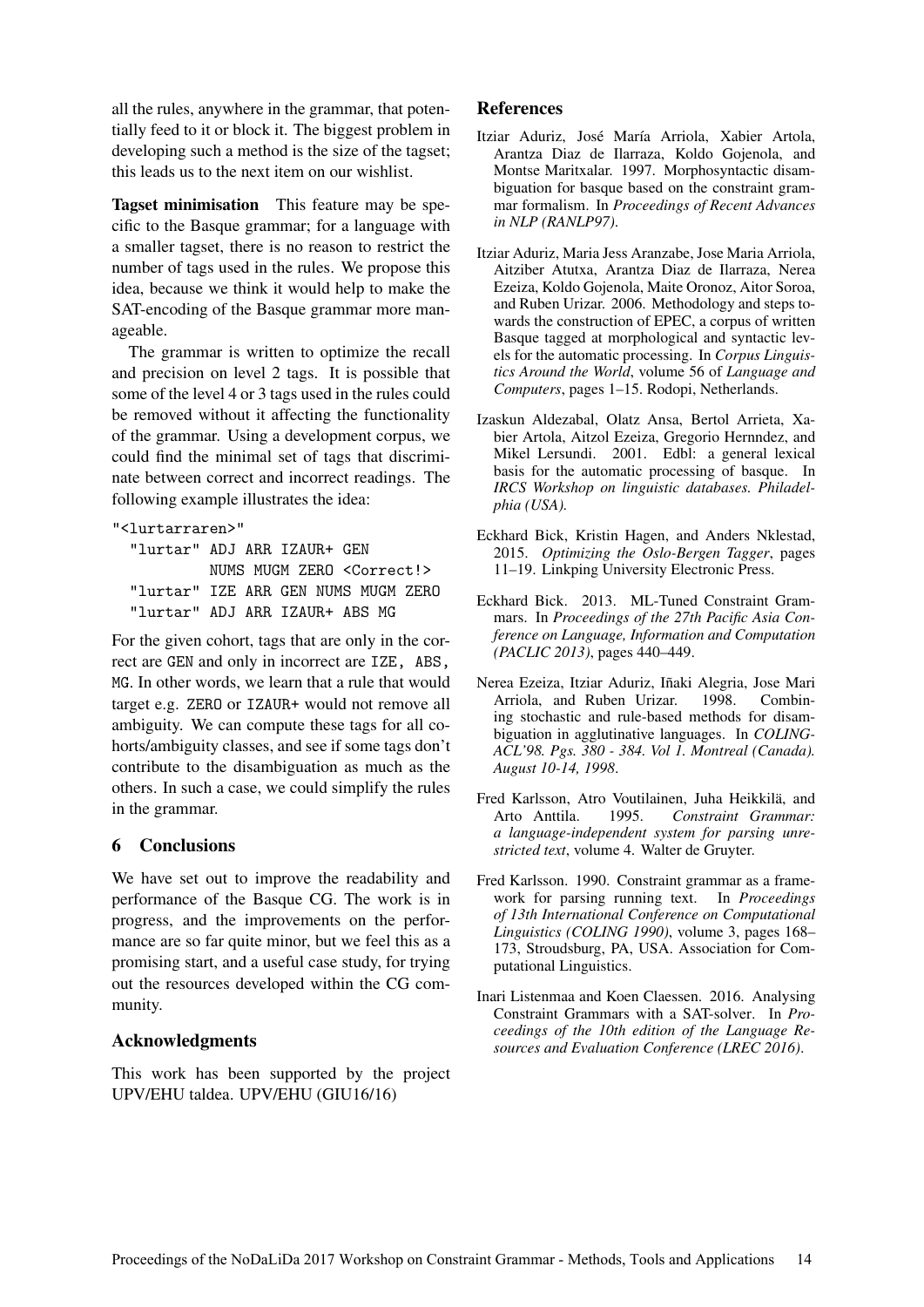all the rules, anywhere in the grammar, that potentially feed to it or block it. The biggest problem in developing such a method is the size of the tagset; this leads us to the next item on our wishlist.

**Tagset minimisation** This feature may be specific to the Basque grammar; for a language with a smaller tagset, there is no reason to restrict the number of tags used in the rules. We propose this idea, because we think it would help to make the SAT-encoding of the Basque grammar more manageable.

The grammar is written to optimize the recall and precision on level 2 tags. It is possible that some of the level 4 or 3 tags used in the rules could be removed without it affecting the functionality of the grammar. Using a development corpus, we could find the minimal set of tags that discriminate between correct and incorrect readings. The following example illustrates the idea:

```
"<lurtarraren>"
  "lurtar" ADJ ARR IZAUR+ GEN
           NUMS MUGM ZERO <Correct!>
  "lurtar" IZE ARR GEN NUMS MUGM ZERO
  "lurtar" ADJ ARR IZAUR+ ABS MG
```

For the given cohort, tags that are only in the correct are GEN and only in incorrect are IZE, ABS, MG. In other words, we learn that a rule that would target e.g. ZERO or IZAUR+ would not remove all ambiguity. We can compute these tags for all cohorts/ambiguity classes, and see if some tags don't contribute to the disambiguation as much as the others. In such a case, we could simplify the rules in the grammar.

## 6 Conclusions

We have set out to improve the readability and performance of the Basque CG. The work is in progress, and the improvements on the performance are so far quite minor, but we feel this as a promising start, and a useful case study, for trying out the resources developed within the CG community.

## Acknowledgments

This work has been supported by the project UPV/EHU taldea. UPV/EHU (GIU16/16)

## References

Itziar Aduriz, José María Arriola, Xabier Artola, Arantza Diaz de Ilarraza, Koldo Gojenola, and Montse Maritxalar. 1997. Morphosyntactic disambiguation for basque based on the constraint grammar formalism. In *Proceedings of Recent Advances in NLP (RANLP97)*.

Itziar Aduriz, Maria Jess Aranzabe, Jose Maria Arriola, Aitziber Atutxa, Arantza Diaz de Ilarraza, Nerea Ezeiza, Koldo Gojenola, Maite Oronoz, Aitor Soroa, and Ruben Urizar. 2006. Methodology and steps towards the construction of EPEC, a corpus of written Basque tagged at morphological and syntactic levels for the automatic processing. In *Corpus Linguistics Around the World*, volume 56 of *Language and Computers*, pages 1–15. Rodopi, Netherlands.

Izaskun Aldezabal, Olatz Ansa, Bertol Arrieta, Xabier Artola, Aitzol Ezeiza, Gregorio Hernndez, and Mikel Lersundi. 2001. Edbl: a general lexical basis for the automatic processing of basque. In *IRCS Workshop on linguistic databases. Philadelphia (USA)*.

Eckhard Bick, Kristin Hagen, and Anders Nklestad, 2015. *Optimizing the Oslo-Bergen Tagger*, pages 11–19. Linkping University Electronic Press.

Eckhard Bick. 2013. ML-Tuned Constraint Grammars. In *Proceedings of the 27th Pacific Asia Conference on Language, Information and Computation (PACLIC 2013)*, pages 440–449.

Nerea Ezeiza, Itziar Aduriz, Iñaki Alegria, Jose Mari Arriola, and Ruben Urizar. 1998. Combining stochastic and rule-based methods for disambiguation in agglutinative languages. In *COLING-ACL'98. Pgs. 380 - 384. Vol 1. Montreal (Canada). August 10-14, 1998*.

Fred Karlsson, Atro Voutilainen, Juha Heikkilä, and Arto Anttila. 1995. *Constraint Grammar: a language-independent system for parsing unrestricted text*, volume 4. Walter de Gruyter.

Fred Karlsson. 1990. Constraint grammar as a framework for parsing running text. In *Proceedings of 13th International Conference on Computational Linguistics (COLING 1990)*, volume 3, pages 168–173, Stroudsburg, PA, USA. Association for Computational Linguistics.

Inari Listenmaa and Koen Claessen. 2016. Analysing Constraint Grammars with a SAT-solver. In *Proceedings of the 10th edition of the Language Resources and Evaluation Conference (LREC 2016)*.